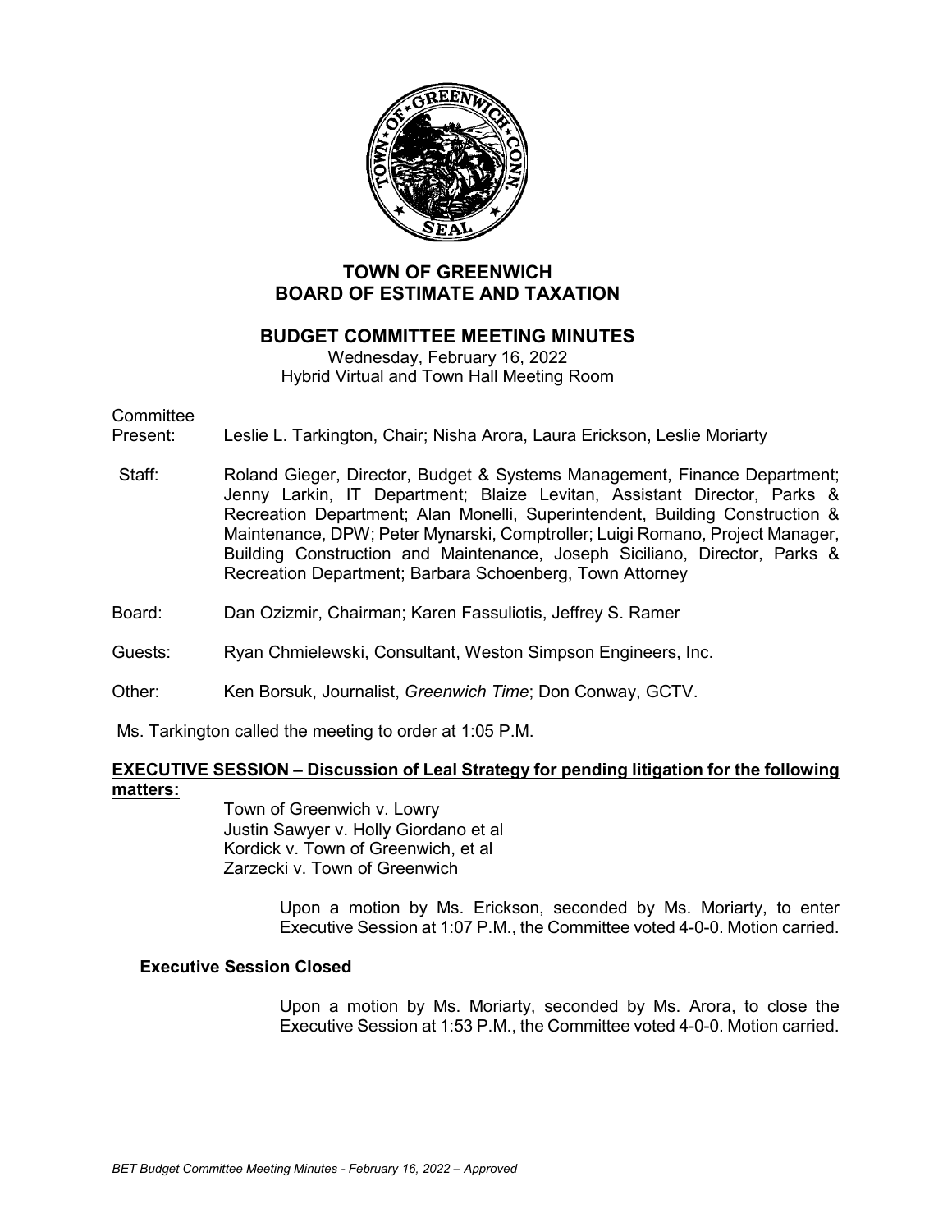# TOWN OF GREENWICH
# BOARD OF ESTIMATE AND TAXATION

## BUDGET COMMITTEE MEETING MINUTES

Wednesday, February 16, 2022
Hybrid Virtual and Town Hall Meeting Room

Committee Present: Leslie L. Tarkington, Chair; Nisha Arora, Laura Erickson, Leslie Moriarty

Staff: Roland Gieger, Director, Budget & Systems Management, Finance Department; Jenny Larkin, IT Department; Blaize Levitan, Assistant Director, Parks & Recreation Department; Alan Monelli, Superintendent, Building Construction & Maintenance, DPW; Peter Mynarski, Comptroller; Luigi Romano, Project Manager, Building Construction and Maintenance, Joseph Siciliano, Director, Parks & Recreation Department; Barbara Schoenberg, Town Attorney

Board: Dan Ozizmir, Chairman; Karen Fassuliotis, Jeffrey S. Ramer

Guests: Ryan Chmielewski, Consultant, Weston Simpson Engineers, Inc.

Other: Ken Borsuk, Journalist, *Greenwich Time*; Don Conway, GCTV.

Ms. Tarkington called the meeting to order at 1:05 P.M.

**EXECUTIVE SESSION – Discussion of Leal Strategy for pending litigation for the following matters:**

Town of Greenwich v. Lowry
Justin Sawyer v. Holly Giordano et al
Kordick v. Town of Greenwich, et al
Zarzecki v. Town of Greenwich

Upon a motion by Ms. Erickson, seconded by Ms. Moriarty, to enter Executive Session at 1:07 P.M., the Committee voted 4-0-0. Motion carried.

**Executive Session Closed**

Upon a motion by Ms. Moriarty, seconded by Ms. Arora, to close the Executive Session at 1:53 P.M., the Committee voted 4-0-0. Motion carried.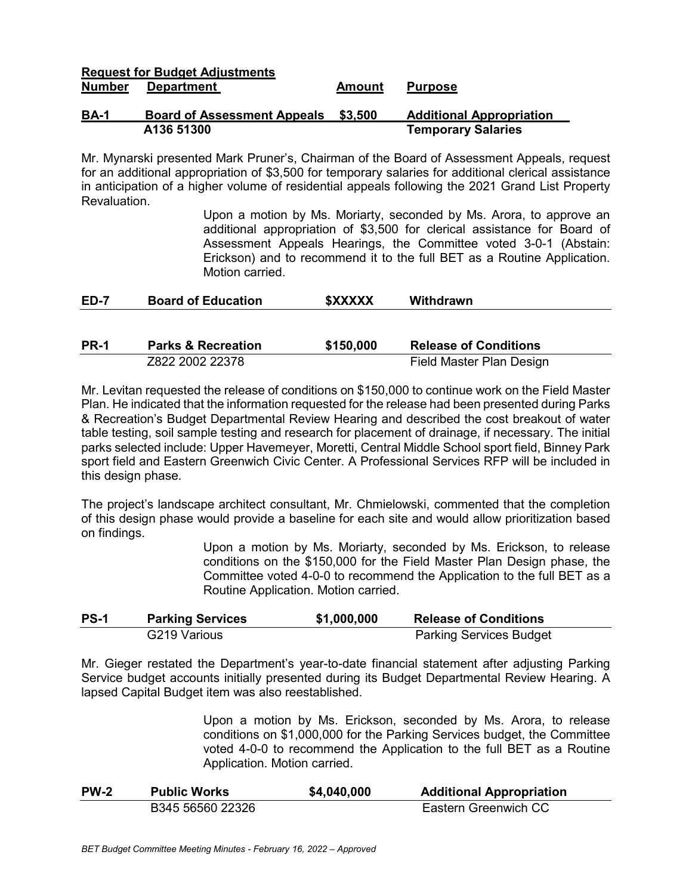**Request for Budget Adjustments**

| Number | Department | Amount | Purpose |
|---|---|---|---|
| **BA-1** | **Board of Assessment Appeals** | **$3,500** | **Additional Appropriation** |
| | **A136 51300** | | **Temporary Salaries** |

Mr. Mynarski presented Mark Pruner's, Chairman of the Board of Assessment Appeals, request for an additional appropriation of $3,500 for temporary salaries for additional clerical assistance in anticipation of a higher volume of residential appeals following the 2021 Grand List Property Revaluation.

> Upon a motion by Ms. Moriarty, seconded by Ms. Arora, to approve an additional appropriation of $3,500 for clerical assistance for Board of Assessment Appeals Hearings, the Committee voted 3-0-1 (Abstain: Erickson) and to recommend it to the full BET as a Routine Application. Motion carried.

| | | | |
|---|---|---|---|
| **ED-7** | **Board of Education** | **$XXXXX** | **Withdrawn** |

| | | | |
|---|---|---|---|
| **PR-1** | **Parks & Recreation** | **$150,000** | **Release of Conditions** |
| | Z822 2002 22378 | | Field Master Plan Design |

Mr. Levitan requested the release of conditions on $150,000 to continue work on the Field Master Plan. He indicated that the information requested for the release had been presented during Parks & Recreation's Budget Departmental Review Hearing and described the cost breakout of water table testing, soil sample testing and research for placement of drainage, if necessary. The initial parks selected include: Upper Havemeyer, Moretti, Central Middle School sport field, Binney Park sport field and Eastern Greenwich Civic Center. A Professional Services RFP will be included in this design phase.

The project's landscape architect consultant, Mr. Chmielowski, commented that the completion of this design phase would provide a baseline for each site and would allow prioritization based on findings.

> Upon a motion by Ms. Moriarty, seconded by Ms. Erickson, to release conditions on the $150,000 for the Field Master Plan Design phase, the Committee voted 4-0-0 to recommend the Application to the full BET as a Routine Application. Motion carried.

| | | | |
|---|---|---|---|
| **PS-1** | **Parking Services** | **$1,000,000** | **Release of Conditions** |
| | G219 Various | | Parking Services Budget |

Mr. Gieger restated the Department's year-to-date financial statement after adjusting Parking Service budget accounts initially presented during its Budget Departmental Review Hearing. A lapsed Capital Budget item was also reestablished.

> Upon a motion by Ms. Erickson, seconded by Ms. Arora, to release conditions on $1,000,000 for the Parking Services budget, the Committee voted 4-0-0 to recommend the Application to the full BET as a Routine Application. Motion carried.

| | | | |
|---|---|---|---|
| **PW-2** | **Public Works** | **$4,040,000** | **Additional Appropriation** |
| | B345 56560 22326 | | Eastern Greenwich CC |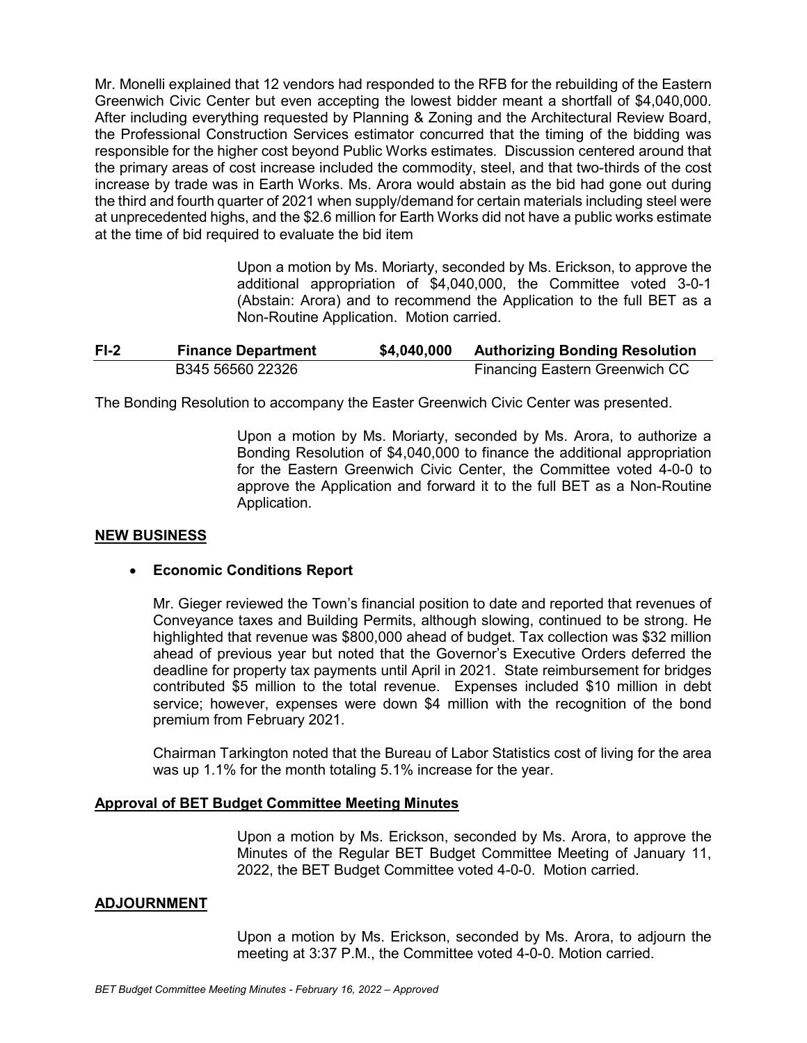Mr. Monelli explained that 12 vendors had responded to the RFB for the rebuilding of the Eastern Greenwich Civic Center but even accepting the lowest bidder meant a shortfall of $4,040,000. After including everything requested by Planning & Zoning and the Architectural Review Board, the Professional Construction Services estimator concurred that the timing of the bidding was responsible for the higher cost beyond Public Works estimates. Discussion centered around that the primary areas of cost increase included the commodity, steel, and that two-thirds of the cost increase by trade was in Earth Works. Ms. Arora would abstain as the bid had gone out during the third and fourth quarter of 2021 when supply/demand for certain materials including steel were at unprecedented highs, and the $2.6 million for Earth Works did not have a public works estimate at the time of bid required to evaluate the bid item

> Upon a motion by Ms. Moriarty, seconded by Ms. Erickson, to approve the additional appropriation of $4,040,000, the Committee voted 3-0-1 (Abstain: Arora) and to recommend the Application to the full BET as a Non-Routine Application. Motion carried.

| **FI-2** | **Finance Department** | **$4,040,000** | **Authorizing Bonding Resolution** |
|---|---|---|---|
| | B345 56560 22326 | | Financing Eastern Greenwich CC |

The Bonding Resolution to accompany the Easter Greenwich Civic Center was presented.

> Upon a motion by Ms. Moriarty, seconded by Ms. Arora, to authorize a Bonding Resolution of $4,040,000 to finance the additional appropriation for the Eastern Greenwich Civic Center, the Committee voted 4-0-0 to approve the Application and forward it to the full BET as a Non-Routine Application.

## NEW BUSINESS

- **Economic Conditions Report**

  Mr. Gieger reviewed the Town's financial position to date and reported that revenues of Conveyance taxes and Building Permits, although slowing, continued to be strong. He highlighted that revenue was $800,000 ahead of budget. Tax collection was $32 million ahead of previous year but noted that the Governor's Executive Orders deferred the deadline for property tax payments until April in 2021. State reimbursement for bridges contributed $5 million to the total revenue. Expenses included $10 million in debt service; however, expenses were down $4 million with the recognition of the bond premium from February 2021.

  Chairman Tarkington noted that the Bureau of Labor Statistics cost of living for the area was up 1.1% for the month totaling 5.1% increase for the year.

## Approval of BET Budget Committee Meeting Minutes

> Upon a motion by Ms. Erickson, seconded by Ms. Arora, to approve the Minutes of the Regular BET Budget Committee Meeting of January 11, 2022, the BET Budget Committee voted 4-0-0. Motion carried.

## ADJOURNMENT

> Upon a motion by Ms. Erickson, seconded by Ms. Arora, to adjourn the meeting at 3:37 P.M., the Committee voted 4-0-0. Motion carried.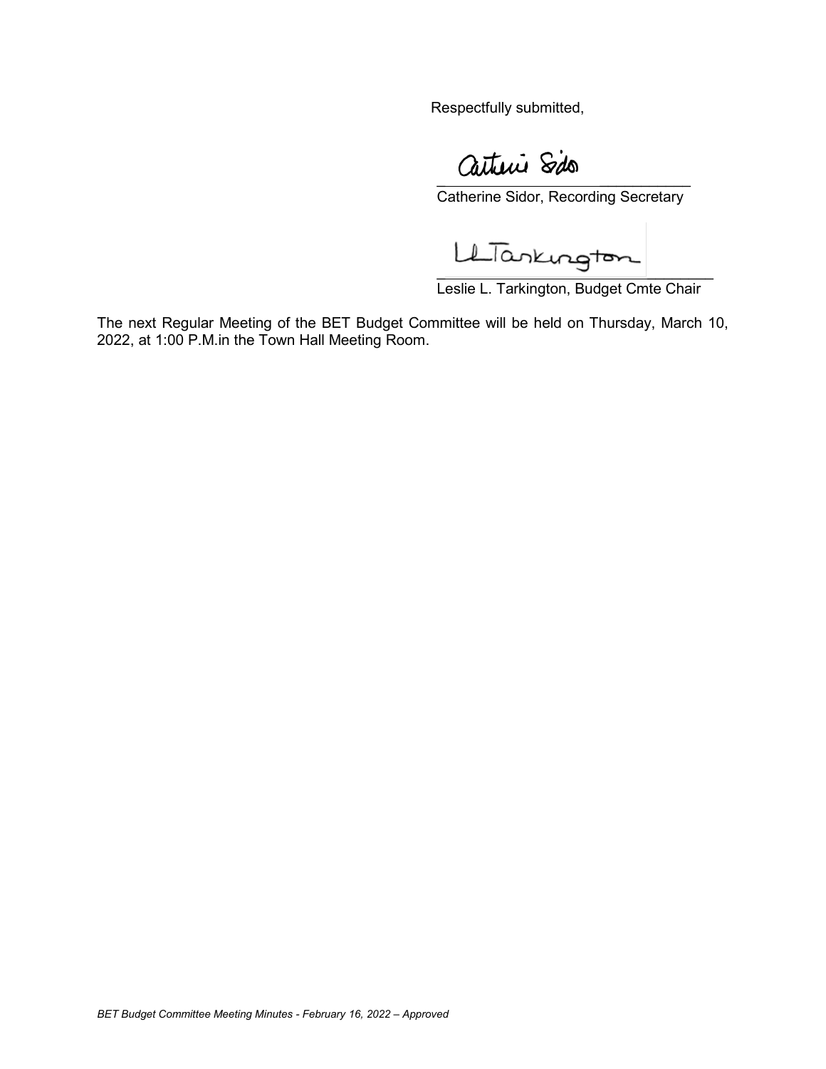Respectfully submitted,

Catherine Sidor, Recording Secretary

Leslie L. Tarkington, Budget Cmte Chair

The next Regular Meeting of the BET Budget Committee will be held on Thursday, March 10, 2022, at 1:00 P.M.in the Town Hall Meeting Room.